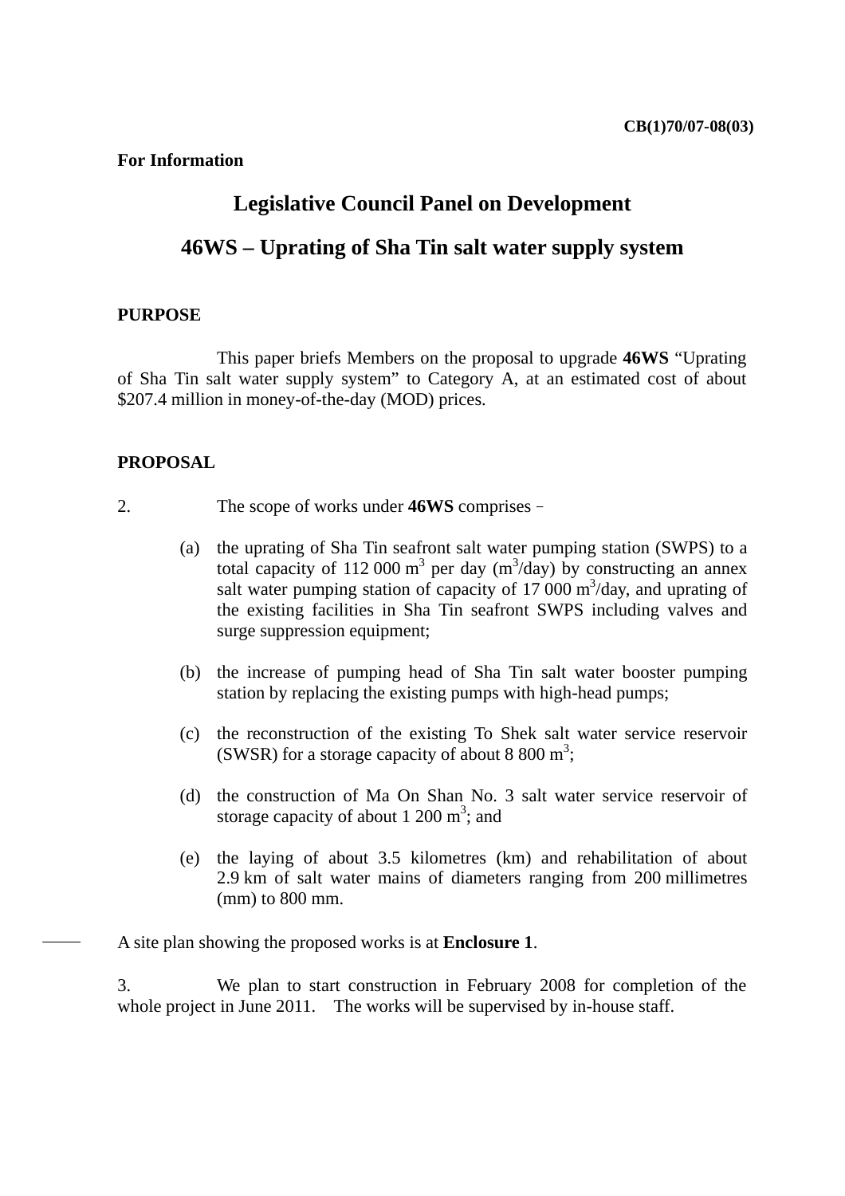CB(1)70/07-08(03)

**For Information**

# Legislative Council Panel on Development

## 46WS – Uprating of Sha Tin salt water supply system

**PURPOSE**

This paper briefs Members on the proposal to upgrade **46WS** "Uprating of Sha Tin salt water supply system" to Category A, at an estimated cost of about $207.4 million in money-of-the-day (MOD) prices.

**PROPOSAL**

2. The scope of works under **46WS** comprises –

(a) the uprating of Sha Tin seafront salt water pumping station (SWPS) to a total capacity of 112 000 $m^3$ per day ($m^3$/day) by constructing an annex salt water pumping station of capacity of 17 000 $m^3$/day, and uprating of the existing facilities in Sha Tin seafront SWPS including valves and surge suppression equipment;

(b) the increase of pumping head of Sha Tin salt water booster pumping station by replacing the existing pumps with high-head pumps;

(c) the reconstruction of the existing To Shek salt water service reservoir (SWSR) for a storage capacity of about 8 800 $m^3$;

(d) the construction of Ma On Shan No. 3 salt water service reservoir of storage capacity of about 1 200 $m^3$; and

(e) the laying of about 3.5 kilometres (km) and rehabilitation of about 2.9 km of salt water mains of diameters ranging from 200 millimetres (mm) to 800 mm.

A site plan showing the proposed works is at **Enclosure 1**.

3. We plan to start construction in February 2008 for completion of the whole project in June 2011. The works will be supervised by in-house staff.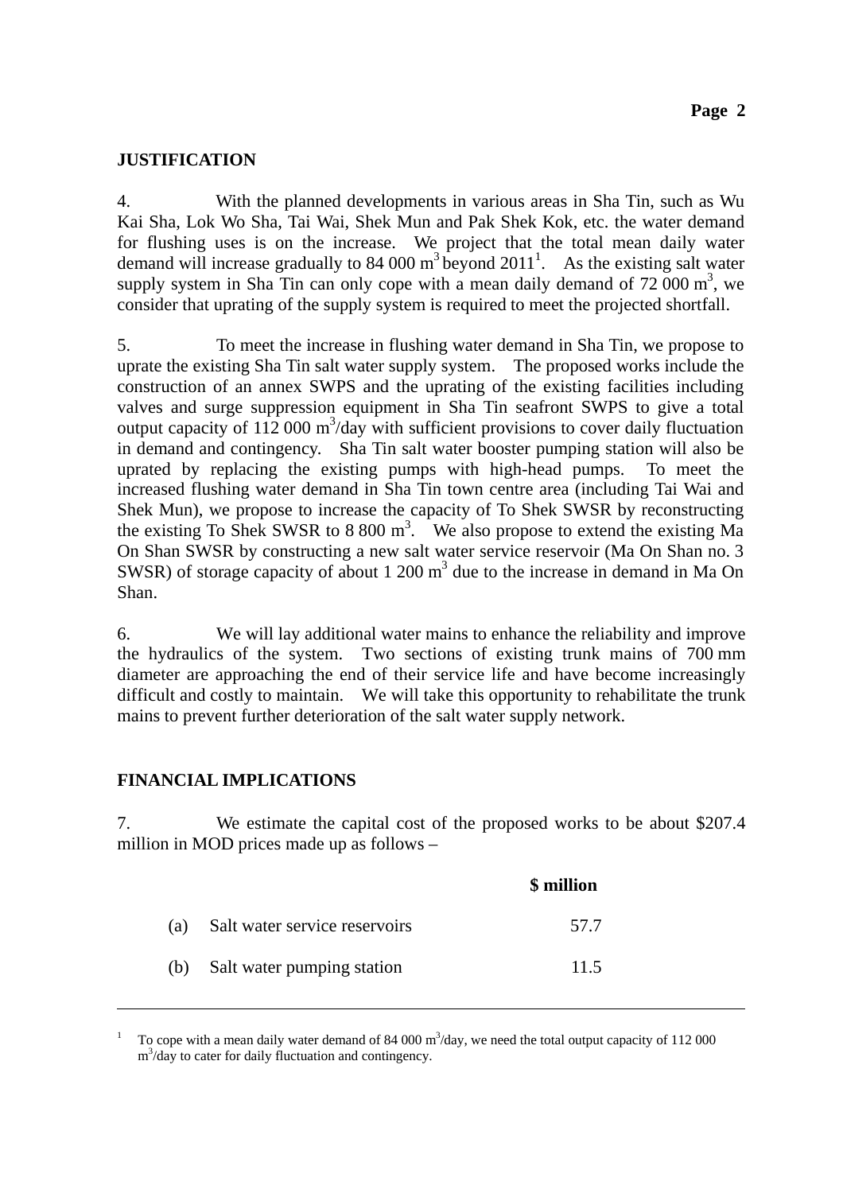**JUSTIFICATION**

4. With the planned developments in various areas in Sha Tin, such as Wu Kai Sha, Lok Wo Sha, Tai Wai, Shek Mun and Pak Shek Kok, etc. the water demand for flushing uses is on the increase. We project that the total mean daily water demand will increase gradually to 84 000 $m^3$ beyond 2011[1]. As the existing salt water supply system in Sha Tin can only cope with a mean daily demand of 72 000 $m^3$, we consider that uprating of the supply system is required to meet the projected shortfall.

5. To meet the increase in flushing water demand in Sha Tin, we propose to uprate the existing Sha Tin salt water supply system. The proposed works include the construction of an annex SWPS and the uprating of the existing facilities including valves and surge suppression equipment in Sha Tin seafront SWPS to give a total output capacity of 112 000 $m^3$/day with sufficient provisions to cover daily fluctuation in demand and contingency. Sha Tin salt water booster pumping station will also be uprated by replacing the existing pumps with high-head pumps. To meet the increased flushing water demand in Sha Tin town centre area (including Tai Wai and Shek Mun), we propose to increase the capacity of To Shek SWSR by reconstructing the existing To Shek SWSR to 8 800 $m^3$. We also propose to extend the existing Ma On Shan SWSR by constructing a new salt water service reservoir (Ma On Shan no. 3 SWSR) of storage capacity of about 1 200 $m^3$ due to the increase in demand in Ma On Shan.

6. We will lay additional water mains to enhance the reliability and improve the hydraulics of the system. Two sections of existing trunk mains of 700 mm diameter are approaching the end of their service life and have become increasingly difficult and costly to maintain. We will take this opportunity to rehabilitate the trunk mains to prevent further deterioration of the salt water supply network.

**FINANCIAL IMPLICATIONS**

7. We estimate the capital cost of the proposed works to be about $207.4 million in MOD prices made up as follows –

| | | $ million |
|---|---|---|
| (a) | Salt water service reservoirs | 57.7 |
| (b) | Salt water pumping station | 11.5 |

---

[1] To cope with a mean daily water demand of 84 000 $m^3$/day, we need the total output capacity of 112 000 $m^3$/day to cater for daily fluctuation and contingency.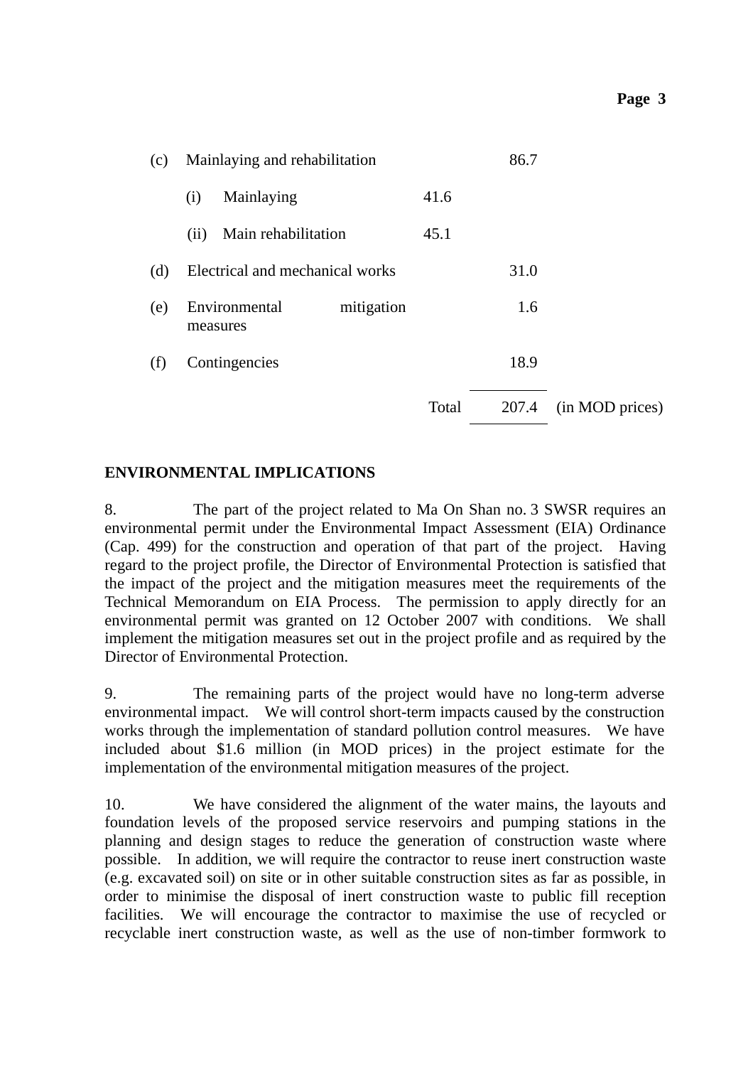| | | | | |
|---|---|---|---|---|
| (c) | Mainlaying and rehabilitation | | 86.7 | |
| | (i) Mainlaying | 41.6 | | |
| | (ii) Main rehabilitation | 45.1 | | |
| (d) | Electrical and mechanical works | | 31.0 | |
| (e) | Environmental mitigation measures | | 1.6 | |
| (f) | Contingencies | | 18.9 | |
| | | Total | 207.4 | (in MOD prices) |

**ENVIRONMENTAL IMPLICATIONS**

8. The part of the project related to Ma On Shan no. 3 SWSR requires an environmental permit under the Environmental Impact Assessment (EIA) Ordinance (Cap. 499) for the construction and operation of that part of the project. Having regard to the project profile, the Director of Environmental Protection is satisfied that the impact of the project and the mitigation measures meet the requirements of the Technical Memorandum on EIA Process. The permission to apply directly for an environmental permit was granted on 12 October 2007 with conditions. We shall implement the mitigation measures set out in the project profile and as required by the Director of Environmental Protection.

9. The remaining parts of the project would have no long-term adverse environmental impact. We will control short-term impacts caused by the construction works through the implementation of standard pollution control measures. We have included about $1.6 million (in MOD prices) in the project estimate for the implementation of the environmental mitigation measures of the project.

10. We have considered the alignment of the water mains, the layouts and foundation levels of the proposed service reservoirs and pumping stations in the planning and design stages to reduce the generation of construction waste where possible. In addition, we will require the contractor to reuse inert construction waste (e.g. excavated soil) on site or in other suitable construction sites as far as possible, in order to minimise the disposal of inert construction waste to public fill reception facilities. We will encourage the contractor to maximise the use of recycled or recyclable inert construction waste, as well as the use of non-timber formwork to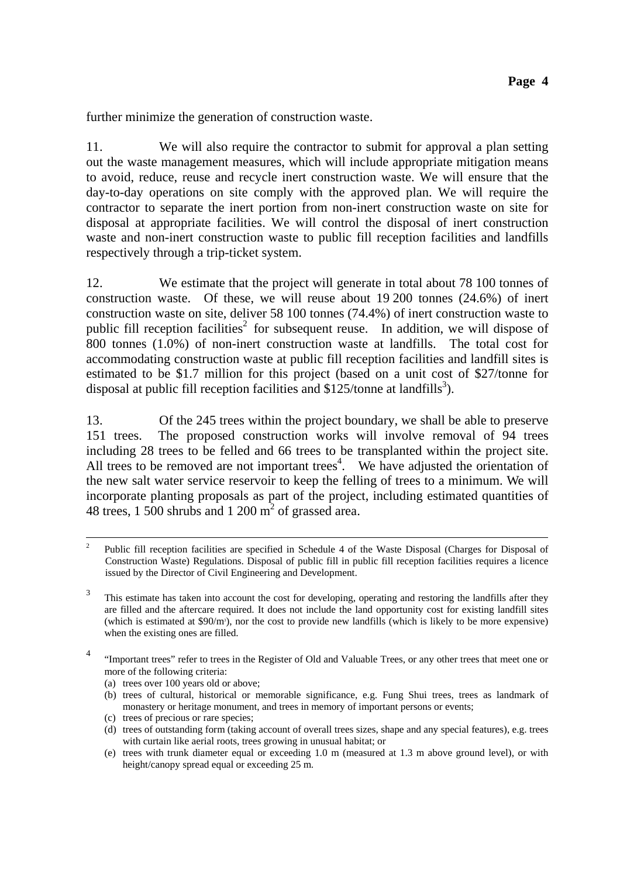further minimize the generation of construction waste.

11. We will also require the contractor to submit for approval a plan setting out the waste management measures, which will include appropriate mitigation means to avoid, reduce, reuse and recycle inert construction waste. We will ensure that the day-to-day operations on site comply with the approved plan. We will require the contractor to separate the inert portion from non-inert construction waste on site for disposal at appropriate facilities. We will control the disposal of inert construction waste and non-inert construction waste to public fill reception facilities and landfills respectively through a trip-ticket system.

12. We estimate that the project will generate in total about 78 100 tonnes of construction waste. Of these, we will reuse about 19 200 tonnes (24.6%) of inert construction waste on site, deliver 58 100 tonnes (74.4%) of inert construction waste to public fill reception facilities[2] for subsequent reuse. In addition, we will dispose of 800 tonnes (1.0%) of non-inert construction waste at landfills. The total cost for accommodating construction waste at public fill reception facilities and landfill sites is estimated to be $1.7 million for this project (based on a unit cost of $27/tonne for disposal at public fill reception facilities and $125/tonne at landfills[3]).

13. Of the 245 trees within the project boundary, we shall be able to preserve 151 trees. The proposed construction works will involve removal of 94 trees including 28 trees to be felled and 66 trees to be transplanted within the project site. All trees to be removed are not important trees[4]. We have adjusted the orientation of the new salt water service reservoir to keep the felling of trees to a minimum. We will incorporate planting proposals as part of the project, including estimated quantities of 48 trees, 1 500 shrubs and 1 200 $m^2$ of grassed area.

---

[2] Public fill reception facilities are specified in Schedule 4 of the Waste Disposal (Charges for Disposal of Construction Waste) Regulations. Disposal of public fill in public fill reception facilities requires a licence issued by the Director of Civil Engineering and Development.

[3] This estimate has taken into account the cost for developing, operating and restoring the landfills after they are filled and the aftercare required. It does not include the land opportunity cost for existing landfill sites (which is estimated at $90/$m^3$), nor the cost to provide new landfills (which is likely to be more expensive) when the existing ones are filled.

[4] "Important trees" refer to trees in the Register of Old and Valuable Trees, or any other trees that meet one or more of the following criteria:

(a) trees over 100 years old or above;
(b) trees of cultural, historical or memorable significance, e.g. Fung Shui trees, trees as landmark of monastery or heritage monument, and trees in memory of important persons or events;
(c) trees of precious or rare species;
(d) trees of outstanding form (taking account of overall trees sizes, shape and any special features), e.g. trees with curtain like aerial roots, trees growing in unusual habitat; or
(e) trees with trunk diameter equal or exceeding 1.0 m (measured at 1.3 m above ground level), or with height/canopy spread equal or exceeding 25 m.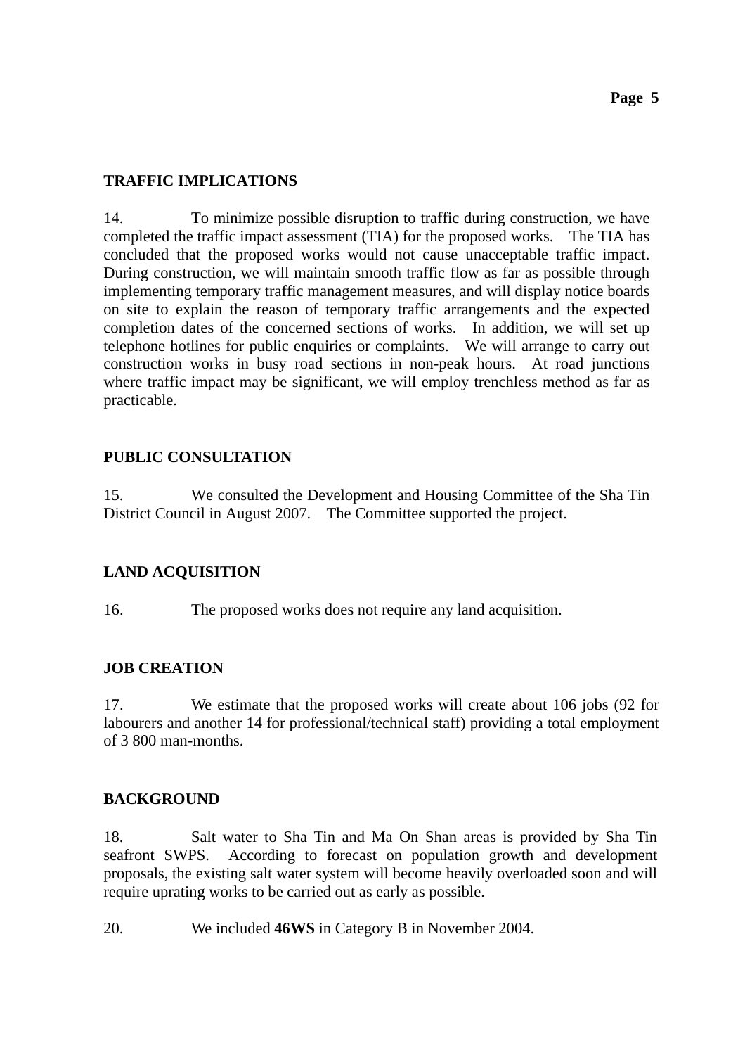**TRAFFIC IMPLICATIONS**

14. To minimize possible disruption to traffic during construction, we have completed the traffic impact assessment (TIA) for the proposed works. The TIA has concluded that the proposed works would not cause unacceptable traffic impact. During construction, we will maintain smooth traffic flow as far as possible through implementing temporary traffic management measures, and will display notice boards on site to explain the reason of temporary traffic arrangements and the expected completion dates of the concerned sections of works. In addition, we will set up telephone hotlines for public enquiries or complaints. We will arrange to carry out construction works in busy road sections in non-peak hours. At road junctions where traffic impact may be significant, we will employ trenchless method as far as practicable.

**PUBLIC CONSULTATION**

15. We consulted the Development and Housing Committee of the Sha Tin District Council in August 2007. The Committee supported the project.

**LAND ACQUISITION**

16. The proposed works does not require any land acquisition.

**JOB CREATION**

17. We estimate that the proposed works will create about 106 jobs (92 for labourers and another 14 for professional/technical staff) providing a total employment of 3 800 man-months.

**BACKGROUND**

18. Salt water to Sha Tin and Ma On Shan areas is provided by Sha Tin seafront SWPS. According to forecast on population growth and development proposals, the existing salt water system will become heavily overloaded soon and will require uprating works to be carried out as early as possible.

20. We included **46WS** in Category B in November 2004.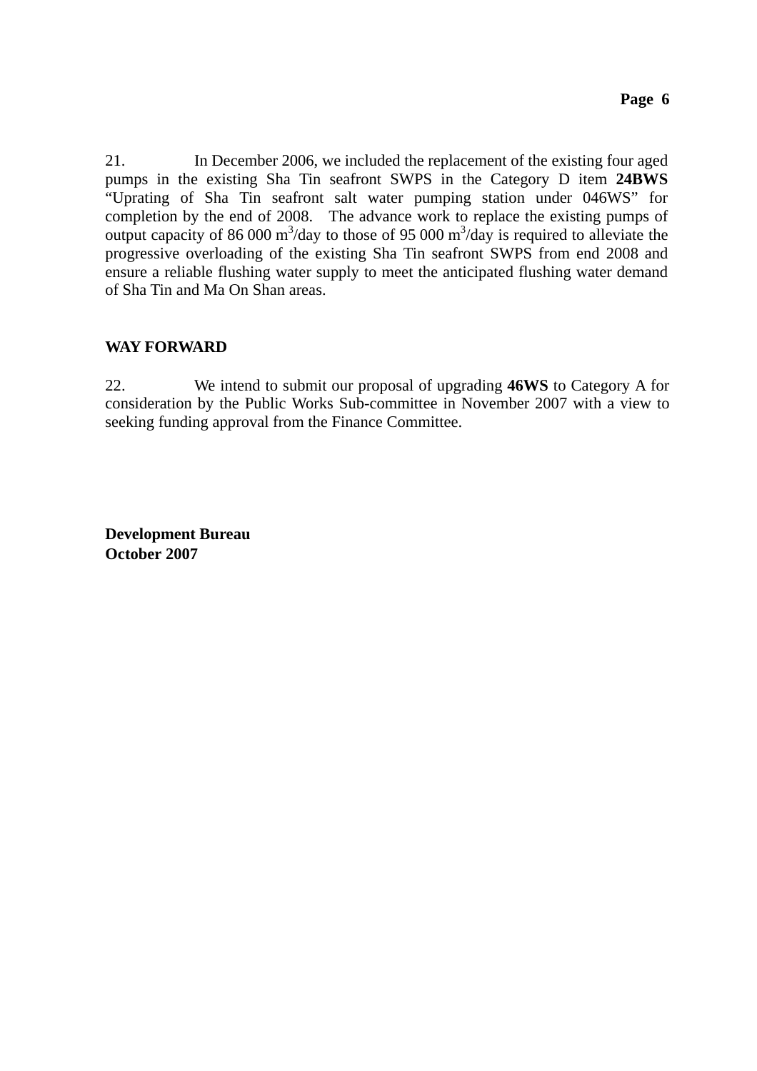21. In December 2006, we included the replacement of the existing four aged pumps in the existing Sha Tin seafront SWPS in the Category D item **24BWS** "Uprating of Sha Tin seafront salt water pumping station under 046WS" for completion by the end of 2008. The advance work to replace the existing pumps of output capacity of 86 000 $m^3$/day to those of 95 000 $m^3$/day is required to alleviate the progressive overloading of the existing Sha Tin seafront SWPS from end 2008 and ensure a reliable flushing water supply to meet the anticipated flushing water demand of Sha Tin and Ma On Shan areas.

**WAY FORWARD**

22. We intend to submit our proposal of upgrading **46WS** to Category A for consideration by the Public Works Sub-committee in November 2007 with a view to seeking funding approval from the Finance Committee.

**Development Bureau**
**October 2007**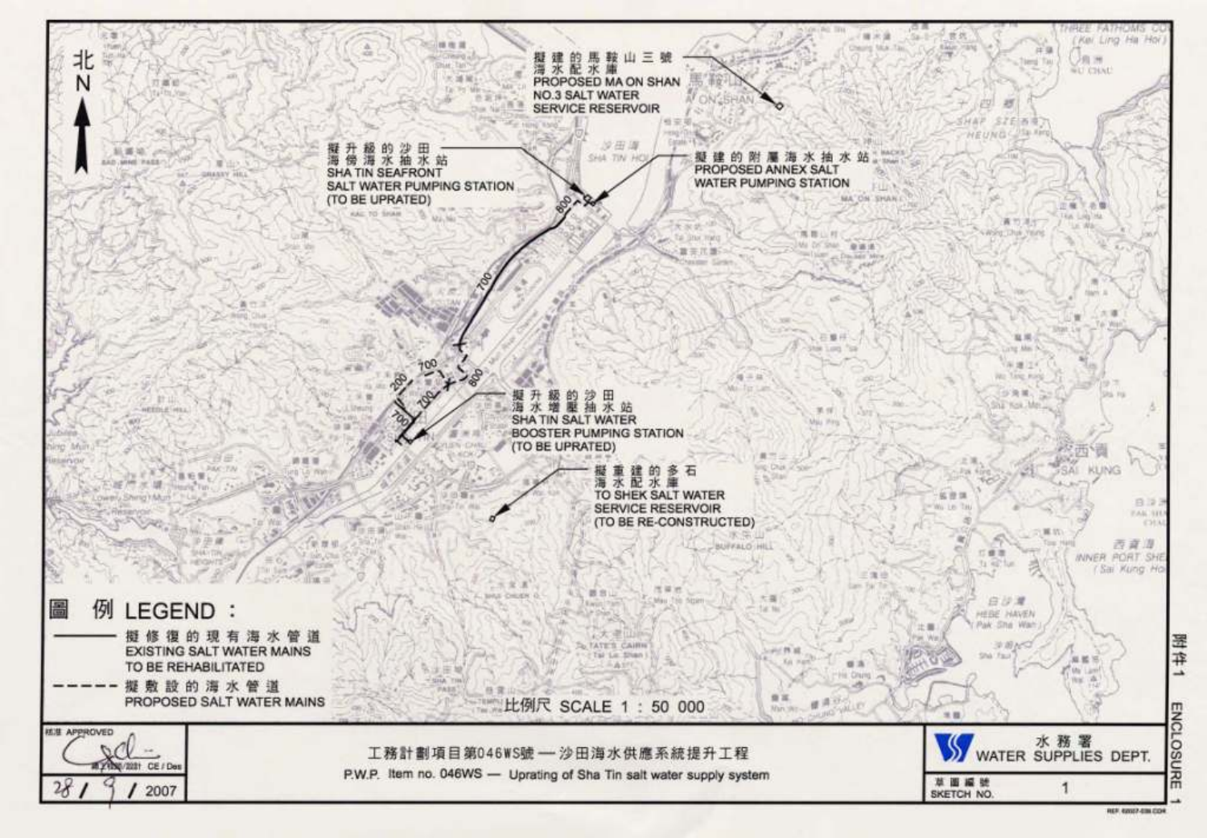北
N

擬建的馬鞍山三號海水配水庫
PROPOSED MA ON SHAN NO.3 SALT WATER SERVICE RESERVOIR

擬升級的沙田海傍海水抽水站
SHA TIN SEAFRONT SALT WATER PUMPING STATION (TO BE UPRATED)

擬建的附屬海水抽水站
PROPOSED ANNEX SALT WATER PUMPING STATION

800

700

200

700

700

800

700

擬升級的沙田海水增壓抽水站
SHA TIN SALT WATER BOOSTER PUMPING STATION (TO BE UPRATED)

擬重建的多石海水配水庫
TO SHEK SALT WATER SERVICE RESERVOIR (TO BE RE-CONSTRUCTED)

圖例 LEGEND：

擬修復的現有海水管道
EXISTING SALT WATER MAINS TO BE REHABILITATED

擬敷設的海水管道
PROPOSED SALT WATER MAINS

比例尺 SCALE 1 : 50 000

核准 APPROVED

CE / Des

28 / 9 / 2007

工務計劃項目第046WS號 — 沙田海水供應系統提升工程

P.W.P. Item no. 046WS — Uprating of Sha Tin salt water supply system

水務署
WATER SUPPLIES DEPT.

草圖編號
SKETCH NO. 1

附件1
ENCLOSURE 1